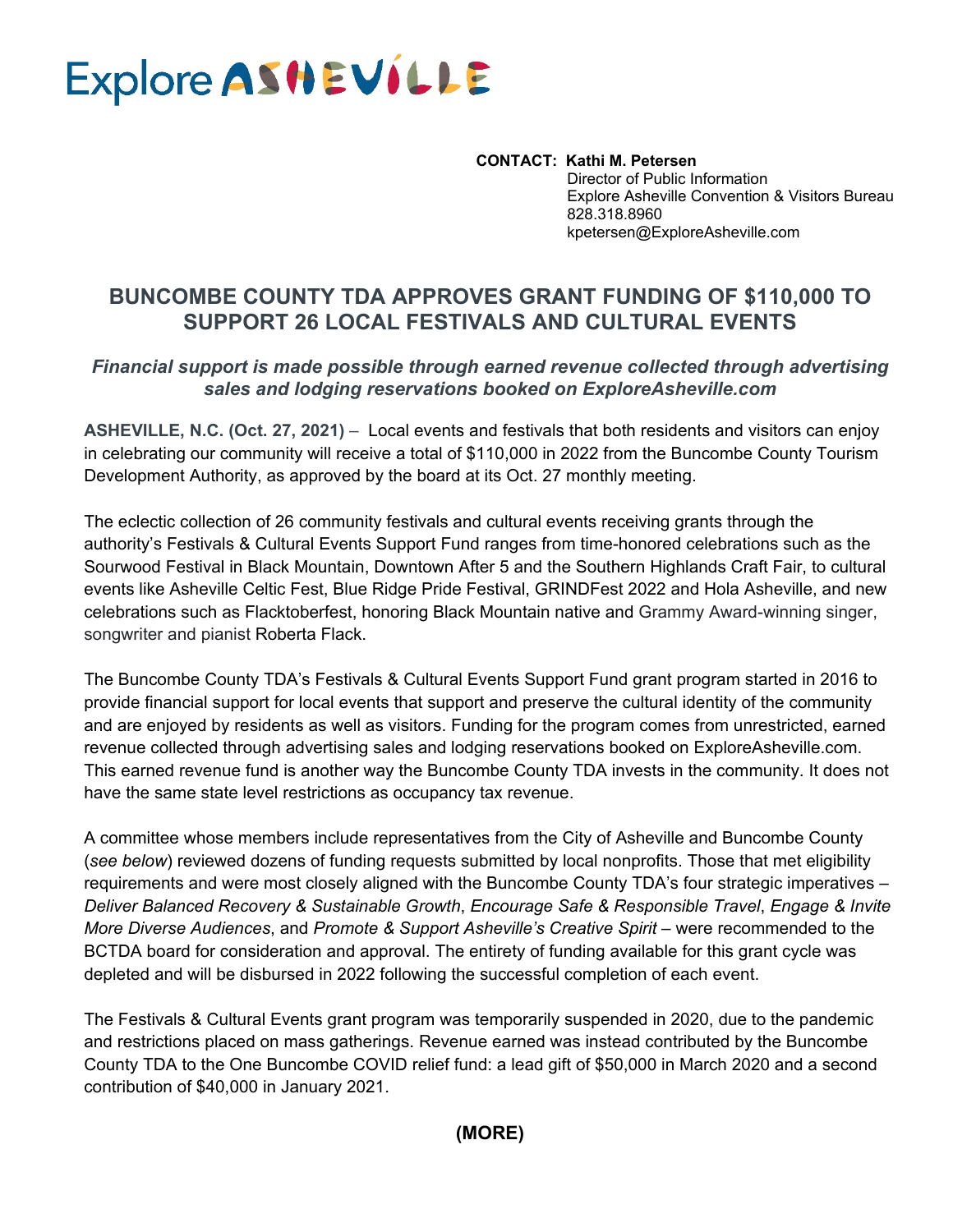Explore ASHEVILLE

**CONTACT: Kathi M. Petersen**
Director of Public Information
Explore Asheville Convention & Visitors Bureau
828.318.8960
kpetersen@ExploreAsheville.com

# BUNCOMBE COUNTY TDA APPROVES GRANT FUNDING OF $110,000 TO SUPPORT 26 LOCAL FESTIVALS AND CULTURAL EVENTS

***Financial support is made possible through earned revenue collected through advertising sales and lodging reservations booked on ExploreAsheville.com***

**ASHEVILLE, N.C. (Oct. 27, 2021)** – Local events and festivals that both residents and visitors can enjoy in celebrating our community will receive a total of $110,000 in 2022 from the Buncombe County Tourism Development Authority, as approved by the board at its Oct. 27 monthly meeting.

The eclectic collection of 26 community festivals and cultural events receiving grants through the authority's Festivals & Cultural Events Support Fund ranges from time-honored celebrations such as the Sourwood Festival in Black Mountain, Downtown After 5 and the Southern Highlands Craft Fair, to cultural events like Asheville Celtic Fest, Blue Ridge Pride Festival, GRINDFest 2022 and Hola Asheville, and new celebrations such as Flacktoberfest, honoring Black Mountain native and Grammy Award-winning singer, songwriter and pianist Roberta Flack.

The Buncombe County TDA's Festivals & Cultural Events Support Fund grant program started in 2016 to provide financial support for local events that support and preserve the cultural identity of the community and are enjoyed by residents as well as visitors. Funding for the program comes from unrestricted, earned revenue collected through advertising sales and lodging reservations booked on ExploreAsheville.com. This earned revenue fund is another way the Buncombe County TDA invests in the community. It does not have the same state level restrictions as occupancy tax revenue.

A committee whose members include representatives from the City of Asheville and Buncombe County (*see below*) reviewed dozens of funding requests submitted by local nonprofits. Those that met eligibility requirements and were most closely aligned with the Buncombe County TDA's four strategic imperatives – *Deliver Balanced Recovery & Sustainable Growth*, *Encourage Safe & Responsible Travel*, *Engage & Invite More Diverse Audiences*, and *Promote & Support Asheville's Creative Spirit* – were recommended to the BCTDA board for consideration and approval. The entirety of funding available for this grant cycle was depleted and will be disbursed in 2022 following the successful completion of each event.

The Festivals & Cultural Events grant program was temporarily suspended in 2020, due to the pandemic and restrictions placed on mass gatherings. Revenue earned was instead contributed by the Buncombe County TDA to the One Buncombe COVID relief fund: a lead gift of $50,000 in March 2020 and a second contribution of $40,000 in January 2021.

**(MORE)**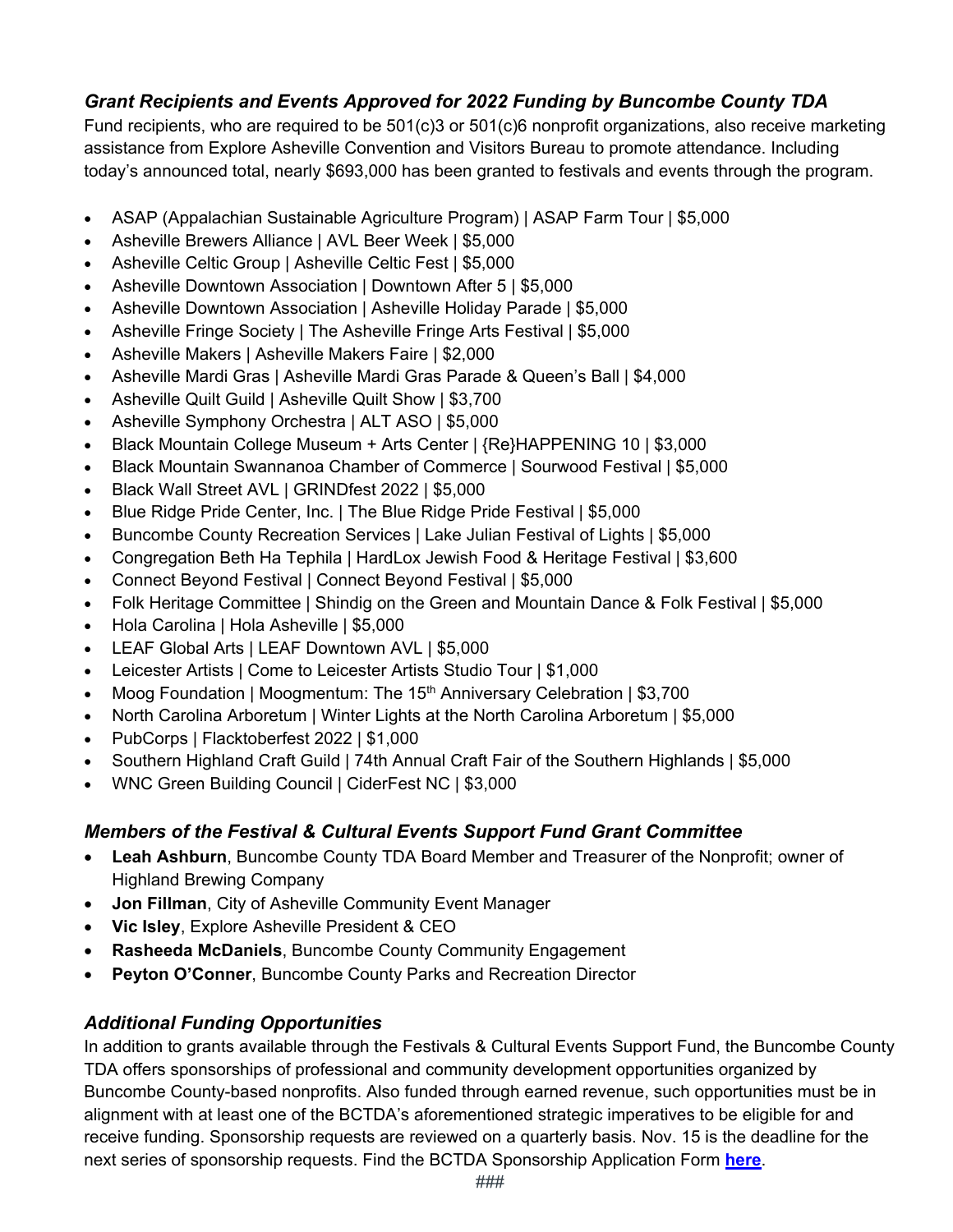### *Grant Recipients and Events Approved for 2022 Funding by Buncombe County TDA*

Fund recipients, who are required to be 501(c)3 or 501(c)6 nonprofit organizations, also receive marketing assistance from Explore Asheville Convention and Visitors Bureau to promote attendance. Including today's announced total, nearly $693,000 has been granted to festivals and events through the program.

- ASAP (Appalachian Sustainable Agriculture Program) | ASAP Farm Tour | $5,000
- Asheville Brewers Alliance | AVL Beer Week | $5,000
- Asheville Celtic Group | Asheville Celtic Fest | $5,000
- Asheville Downtown Association | Downtown After 5 | $5,000
- Asheville Downtown Association | Asheville Holiday Parade | $5,000
- Asheville Fringe Society | The Asheville Fringe Arts Festival | $5,000
- Asheville Makers | Asheville Makers Faire | $2,000
- Asheville Mardi Gras | Asheville Mardi Gras Parade & Queen's Ball | $4,000
- Asheville Quilt Guild | Asheville Quilt Show | $3,700
- Asheville Symphony Orchestra | ALT ASO | $5,000
- Black Mountain College Museum + Arts Center | {Re}HAPPENING 10 | $3,000
- Black Mountain Swannanoa Chamber of Commerce | Sourwood Festival | $5,000
- Black Wall Street AVL | GRINDfest 2022 | $5,000
- Blue Ridge Pride Center, Inc. | The Blue Ridge Pride Festival | $5,000
- Buncombe County Recreation Services | Lake Julian Festival of Lights | $5,000
- Congregation Beth Ha Tephila | HardLox Jewish Food & Heritage Festival | $3,600
- Connect Beyond Festival | Connect Beyond Festival | $5,000
- Folk Heritage Committee | Shindig on the Green and Mountain Dance & Folk Festival | $5,000
- Hola Carolina | Hola Asheville | $5,000
- LEAF Global Arts | LEAF Downtown AVL | $5,000
- Leicester Artists | Come to Leicester Artists Studio Tour | $1,000
- Moog Foundation | Moogmentum: The 15th Anniversary Celebration | $3,700
- North Carolina Arboretum | Winter Lights at the North Carolina Arboretum | $5,000
- PubCorps | Flacktoberfest 2022 | $1,000
- Southern Highland Craft Guild | 74th Annual Craft Fair of the Southern Highlands | $5,000
- WNC Green Building Council | CiderFest NC | $3,000

### *Members of the Festival & Cultural Events Support Fund Grant Committee*

- **Leah Ashburn**, Buncombe County TDA Board Member and Treasurer of the Nonprofit; owner of Highland Brewing Company
- **Jon Fillman**, City of Asheville Community Event Manager
- **Vic Isley**, Explore Asheville President & CEO
- **Rasheeda McDaniels**, Buncombe County Community Engagement
- **Peyton O'Conner**, Buncombe County Parks and Recreation Director

### *Additional Funding Opportunities*

In addition to grants available through the Festivals & Cultural Events Support Fund, the Buncombe County TDA offers sponsorships of professional and community development opportunities organized by Buncombe County-based nonprofits. Also funded through earned revenue, such opportunities must be in alignment with at least one of the BCTDA's aforementioned strategic imperatives to be eligible for and receive funding. Sponsorship requests are reviewed on a quarterly basis. Nov. 15 is the deadline for the next series of sponsorship requests. Find the BCTDA Sponsorship Application Form **here**.

###